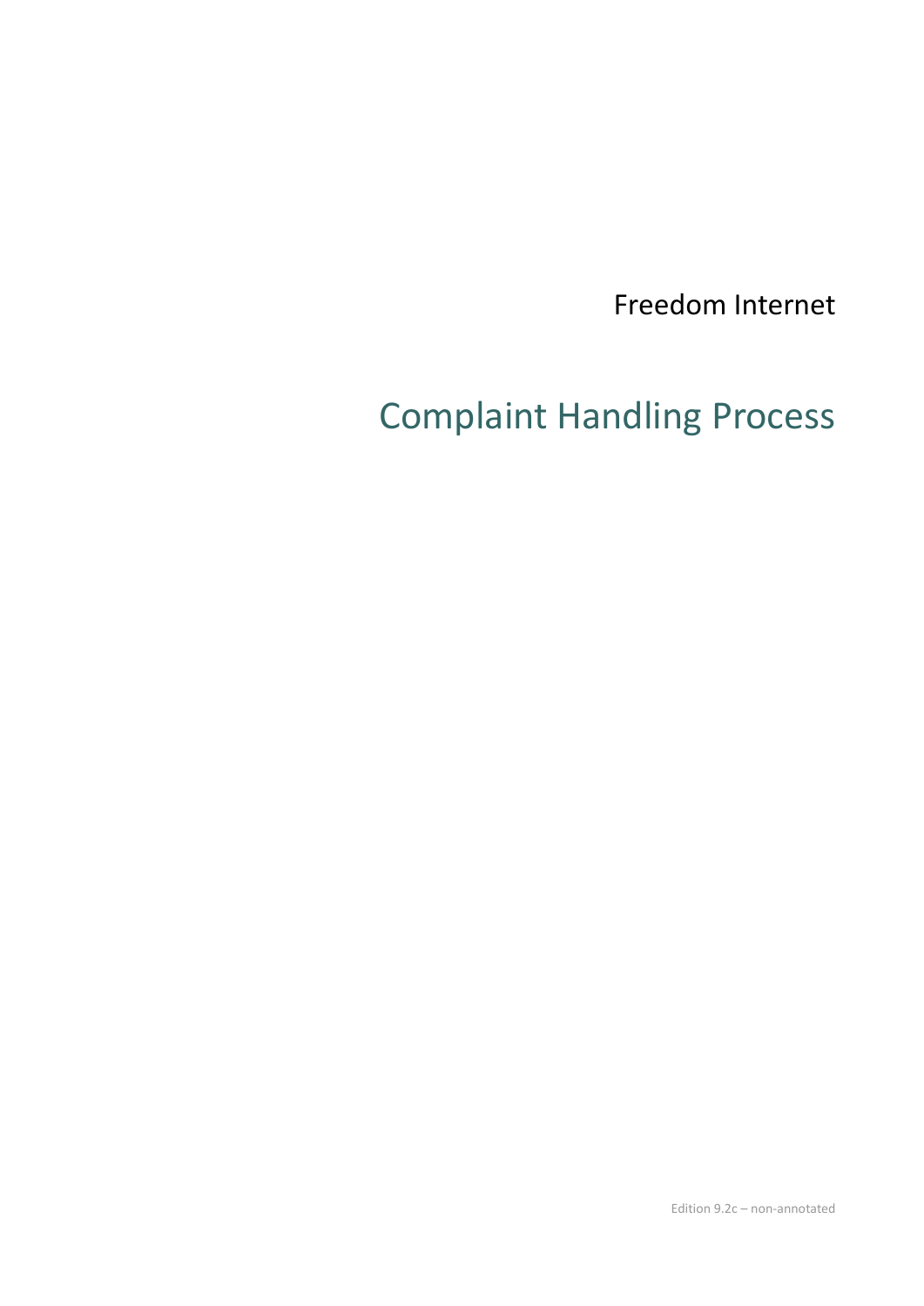Freedom Internet

# Complaint Handling Process

Edition 9.2c – non-annotated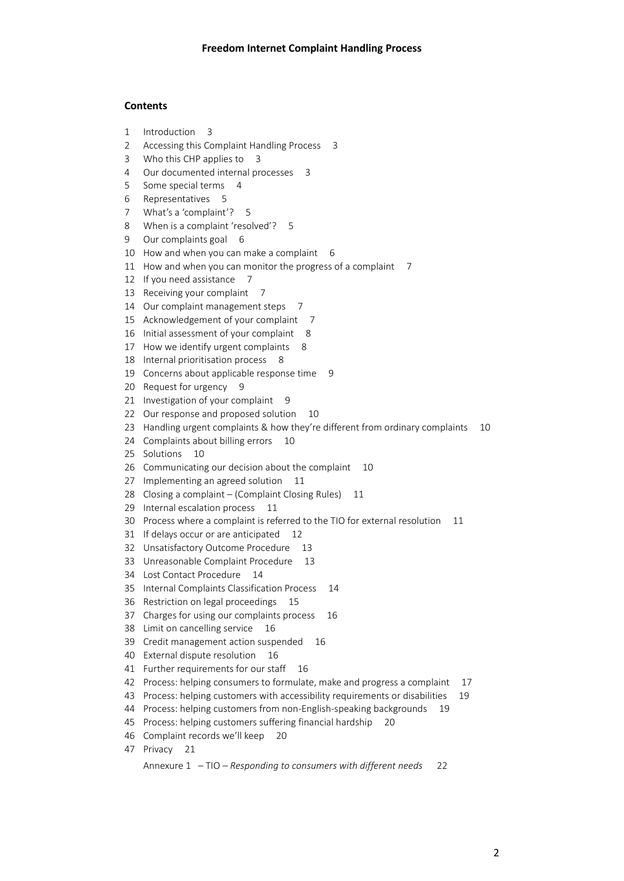**Freedom Internet Complaint Handling Process**

## Contents

1 Introduction 3
2 Accessing this Complaint Handling Process 3
3 Who this CHP applies to 3
4 Our documented internal processes 3
5 Some special terms 4
6 Representatives 5
7 What's a 'complaint'? 5
8 When is a complaint 'resolved'? 5
9 Our complaints goal 6
10 How and when you can make a complaint 6
11 How and when you can monitor the progress of a complaint 7
12 If you need assistance 7
13 Receiving your complaint 7
14 Our complaint management steps 7
15 Acknowledgement of your complaint 7
16 Initial assessment of your complaint 8
17 How we identify urgent complaints 8
18 Internal prioritisation process 8
19 Concerns about applicable response time 9
20 Request for urgency 9
21 Investigation of your complaint 9
22 Our response and proposed solution 10
23 Handling urgent complaints & how they're different from ordinary complaints 10
24 Complaints about billing errors 10
25 Solutions 10
26 Communicating our decision about the complaint 10
27 Implementing an agreed solution 11
28 Closing a complaint – (Complaint Closing Rules) 11
29 Internal escalation process 11
30 Process where a complaint is referred to the TIO for external resolution 11
31 If delays occur or are anticipated 12
32 Unsatisfactory Outcome Procedure 13
33 Unreasonable Complaint Procedure 13
34 Lost Contact Procedure 14
35 Internal Complaints Classification Process 14
36 Restriction on legal proceedings 15
37 Charges for using our complaints process 16
38 Limit on cancelling service 16
39 Credit management action suspended 16
40 External dispute resolution 16
41 Further requirements for our staff 16
42 Process: helping consumers to formulate, make and progress a complaint 17
43 Process: helping customers with accessibility requirements or disabilities 19
44 Process: helping customers from non-English-speaking backgrounds 19
45 Process: helping customers suffering financial hardship 20
46 Complaint records we'll keep 20
47 Privacy 21

Annexure 1 – TIO – *Responding to consumers with different needs* 22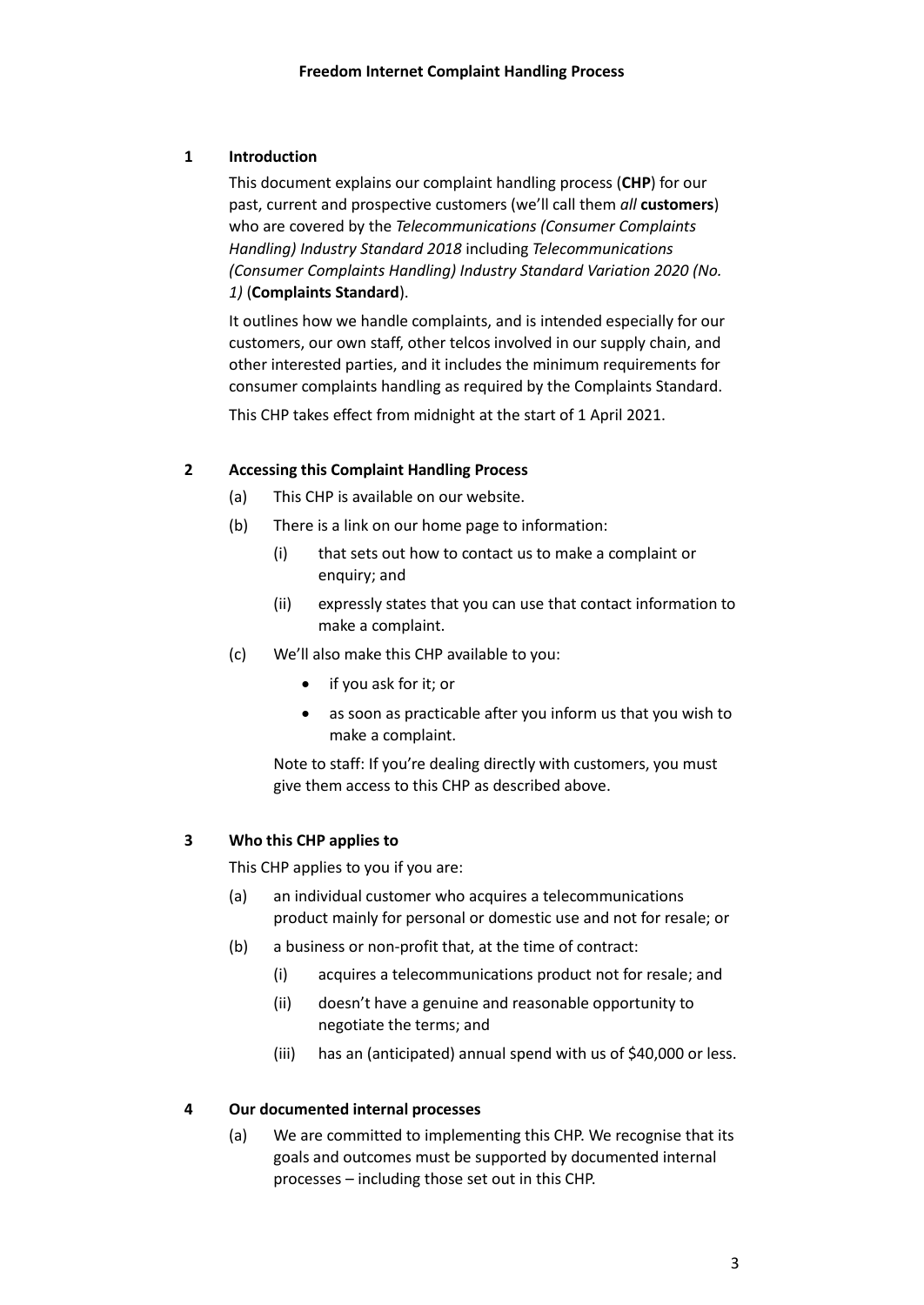**Freedom Internet Complaint Handling Process**

## 1 Introduction

This document explains our complaint handling process (**CHP**) for our past, current and prospective customers (we'll call them *all* **customers**) who are covered by the *Telecommunications (Consumer Complaints Handling) Industry Standard 2018* including *Telecommunications (Consumer Complaints Handling) Industry Standard Variation 2020 (No. 1)* (**Complaints Standard**).

It outlines how we handle complaints, and is intended especially for our customers, our own staff, other telcos involved in our supply chain, and other interested parties, and it includes the minimum requirements for consumer complaints handling as required by the Complaints Standard.

This CHP takes effect from midnight at the start of 1 April 2021.

## 2 Accessing this Complaint Handling Process

(a) This CHP is available on our website.

(b) There is a link on our home page to information:

  (i) that sets out how to contact us to make a complaint or enquiry; and

  (ii) expressly states that you can use that contact information to make a complaint.

(c) We'll also make this CHP available to you:

- if you ask for it; or
- as soon as practicable after you inform us that you wish to make a complaint.

Note to staff: If you're dealing directly with customers, you must give them access to this CHP as described above.

## 3 Who this CHP applies to

This CHP applies to you if you are:

(a) an individual customer who acquires a telecommunications product mainly for personal or domestic use and not for resale; or

(b) a business or non-profit that, at the time of contract:

  (i) acquires a telecommunications product not for resale; and

  (ii) doesn't have a genuine and reasonable opportunity to negotiate the terms; and

  (iii) has an (anticipated) annual spend with us of $40,000 or less.

## 4 Our documented internal processes

(a) We are committed to implementing this CHP. We recognise that its goals and outcomes must be supported by documented internal processes – including those set out in this CHP.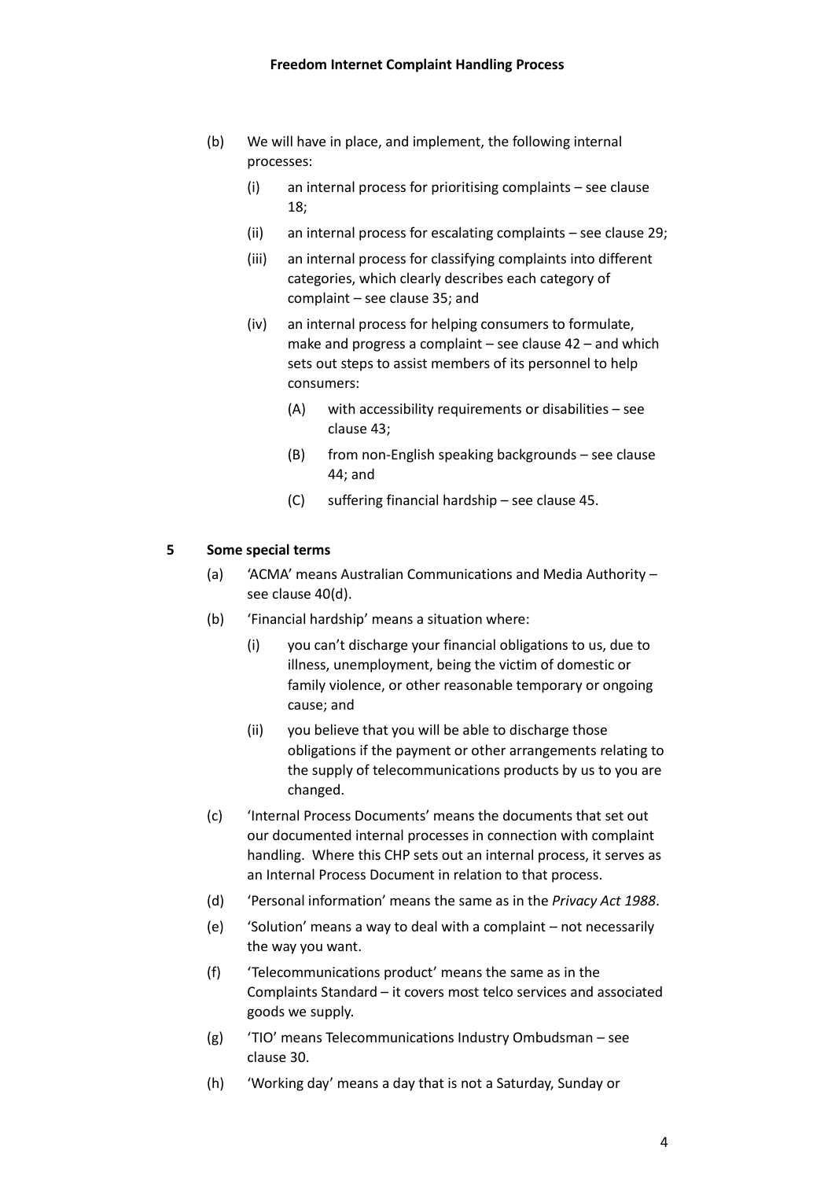(b) We will have in place, and implement, the following internal processes:

   (i) an internal process for prioritising complaints – see clause 18;

   (ii) an internal process for escalating complaints – see clause 29;

   (iii) an internal process for classifying complaints into different categories, which clearly describes each category of complaint – see clause 35; and

   (iv) an internal process for helping consumers to formulate, make and progress a complaint – see clause 42 – and which sets out steps to assist members of its personnel to help consumers:

      (A) with accessibility requirements or disabilities – see clause 43;

      (B) from non-English speaking backgrounds – see clause 44; and

      (C) suffering financial hardship – see clause 45.

## 5 Some special terms

(a) 'ACMA' means Australian Communications and Media Authority – see clause 40(d).

(b) 'Financial hardship' means a situation where:

   (i) you can't discharge your financial obligations to us, due to illness, unemployment, being the victim of domestic or family violence, or other reasonable temporary or ongoing cause; and

   (ii) you believe that you will be able to discharge those obligations if the payment or other arrangements relating to the supply of telecommunications products by us to you are changed.

(c) 'Internal Process Documents' means the documents that set out our documented internal processes in connection with complaint handling. Where this CHP sets out an internal process, it serves as an Internal Process Document in relation to that process.

(d) 'Personal information' means the same as in the *Privacy Act 1988*.

(e) 'Solution' means a way to deal with a complaint – not necessarily the way you want.

(f) 'Telecommunications product' means the same as in the Complaints Standard – it covers most telco services and associated goods we supply.

(g) 'TIO' means Telecommunications Industry Ombudsman – see clause 30.

(h) 'Working day' means a day that is not a Saturday, Sunday or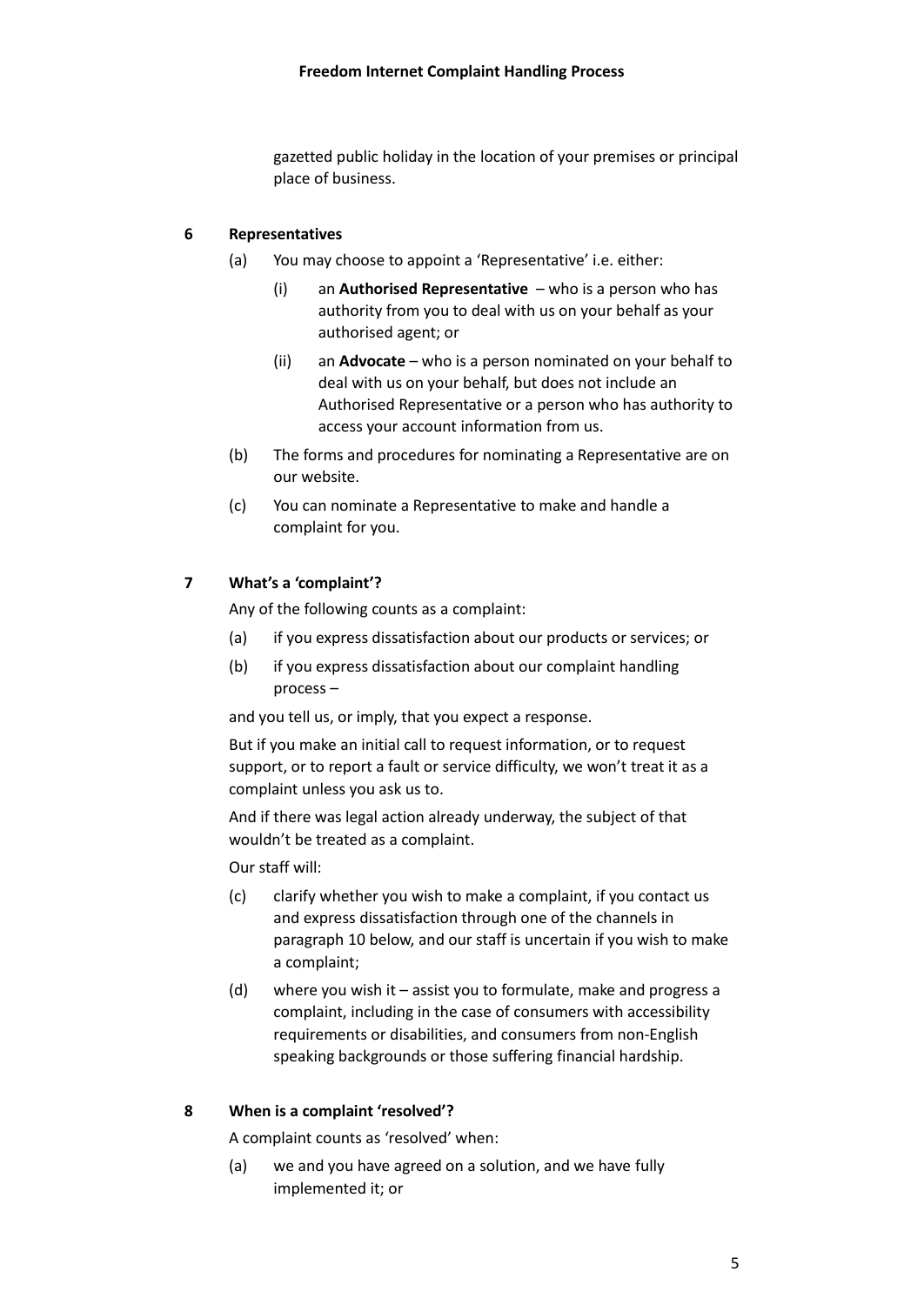gazetted public holiday in the location of your premises or principal place of business.

## 6 Representatives

(a) You may choose to appoint a 'Representative' i.e. either:

   (i) an **Authorised Representative** – who is a person who has authority from you to deal with us on your behalf as your authorised agent; or

   (ii) an **Advocate** – who is a person nominated on your behalf to deal with us on your behalf, but does not include an Authorised Representative or a person who has authority to access your account information from us.

(b) The forms and procedures for nominating a Representative are on our website.

(c) You can nominate a Representative to make and handle a complaint for you.

## 7 What's a 'complaint'?

Any of the following counts as a complaint:

(a) if you express dissatisfaction about our products or services; or

(b) if you express dissatisfaction about our complaint handling process –

and you tell us, or imply, that you expect a response.

But if you make an initial call to request information, or to request support, or to report a fault or service difficulty, we won't treat it as a complaint unless you ask us to.

And if there was legal action already underway, the subject of that wouldn't be treated as a complaint.

Our staff will:

(c) clarify whether you wish to make a complaint, if you contact us and express dissatisfaction through one of the channels in paragraph 10 below, and our staff is uncertain if you wish to make a complaint;

(d) where you wish it – assist you to formulate, make and progress a complaint, including in the case of consumers with accessibility requirements or disabilities, and consumers from non-English speaking backgrounds or those suffering financial hardship.

## 8 When is a complaint 'resolved'?

A complaint counts as 'resolved' when:

(a) we and you have agreed on a solution, and we have fully implemented it; or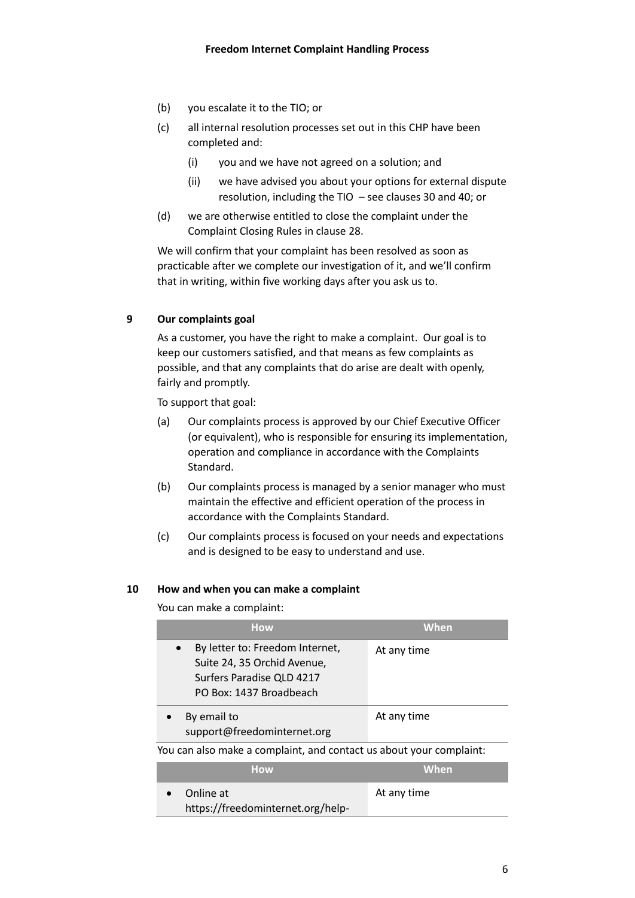(b) you escalate it to the TIO; or

(c) all internal resolution processes set out in this CHP have been completed and:

   (i) you and we have not agreed on a solution; and

   (ii) we have advised you about your options for external dispute resolution, including the TIO – see clauses 30 and 40; or

(d) we are otherwise entitled to close the complaint under the Complaint Closing Rules in clause 28.

We will confirm that your complaint has been resolved as soon as practicable after we complete our investigation of it, and we'll confirm that in writing, within five working days after you ask us to.

## 9 Our complaints goal

As a customer, you have the right to make a complaint. Our goal is to keep our customers satisfied, and that means as few complaints as possible, and that any complaints that do arise are dealt with openly, fairly and promptly.

To support that goal:

(a) Our complaints process is approved by our Chief Executive Officer (or equivalent), who is responsible for ensuring its implementation, operation and compliance in accordance with the Complaints Standard.

(b) Our complaints process is managed by a senior manager who must maintain the effective and efficient operation of the process in accordance with the Complaints Standard.

(c) Our complaints process is focused on your needs and expectations and is designed to be easy to understand and use.

## 10 How and when you can make a complaint

You can make a complaint:

| How | When |
|---|---|
| • By letter to: Freedom Internet, Suite 24, 35 Orchid Avenue, Surfers Paradise QLD 4217 PO Box: 1437 Broadbeach | At any time |
| • By email to support@freedominternet.org | At any time |

You can also make a complaint, and contact us about your complaint:

| How | When |
|---|---|
| • Online at https://freedominternet.org/help- | At any time |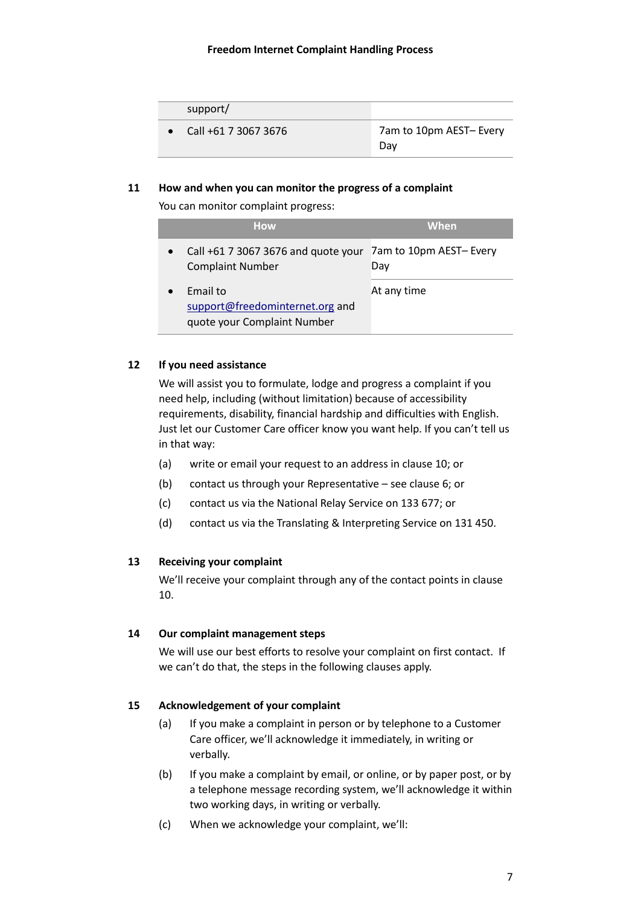| | |
|---|---|
| support/ | |
| • Call +61 7 3067 3676 | 7am to 10pm AEST– Every Day |

## 11 How and when you can monitor the progress of a complaint

You can monitor complaint progress:

| How | When |
|---|---|
| • Call +61 7 3067 3676 and quote your Complaint Number | 7am to 10pm AEST– Every Day |
| • Email to support@freedominternet.org and quote your Complaint Number | At any time |

## 12 If you need assistance

We will assist you to formulate, lodge and progress a complaint if you need help, including (without limitation) because of accessibility requirements, disability, financial hardship and difficulties with English. Just let our Customer Care officer know you want help. If you can't tell us in that way:

(a) write or email your request to an address in clause 10; or

(b) contact us through your Representative – see clause 6; or

(c) contact us via the National Relay Service on 133 677; or

(d) contact us via the Translating & Interpreting Service on 131 450.

## 13 Receiving your complaint

We'll receive your complaint through any of the contact points in clause 10.

## 14 Our complaint management steps

We will use our best efforts to resolve your complaint on first contact. If we can't do that, the steps in the following clauses apply.

## 15 Acknowledgement of your complaint

(a) If you make a complaint in person or by telephone to a Customer Care officer, we'll acknowledge it immediately, in writing or verbally.

(b) If you make a complaint by email, or online, or by paper post, or by a telephone message recording system, we'll acknowledge it within two working days, in writing or verbally.

(c) When we acknowledge your complaint, we'll: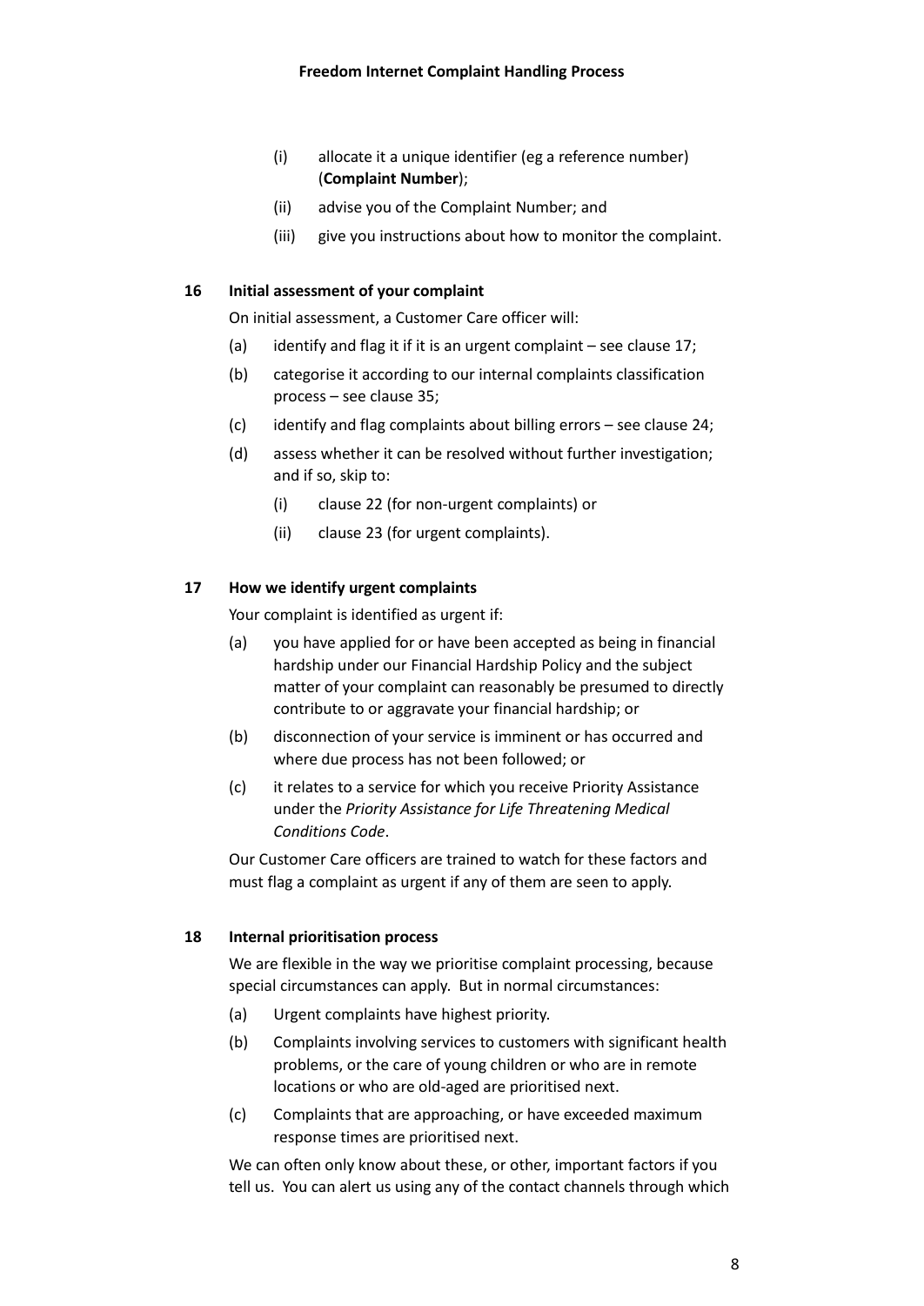(i) allocate it a unique identifier (eg a reference number) (**Complaint Number**);

(ii) advise you of the Complaint Number; and

(iii) give you instructions about how to monitor the complaint.

## 16 Initial assessment of your complaint

On initial assessment, a Customer Care officer will:

(a) identify and flag it if it is an urgent complaint – see clause 17;

(b) categorise it according to our internal complaints classification process – see clause 35;

(c) identify and flag complaints about billing errors – see clause 24;

(d) assess whether it can be resolved without further investigation; and if so, skip to:

   (i) clause 22 (for non-urgent complaints) or

   (ii) clause 23 (for urgent complaints).

## 17 How we identify urgent complaints

Your complaint is identified as urgent if:

(a) you have applied for or have been accepted as being in financial hardship under our Financial Hardship Policy and the subject matter of your complaint can reasonably be presumed to directly contribute to or aggravate your financial hardship; or

(b) disconnection of your service is imminent or has occurred and where due process has not been followed; or

(c) it relates to a service for which you receive Priority Assistance under the *Priority Assistance for Life Threatening Medical Conditions Code*.

Our Customer Care officers are trained to watch for these factors and must flag a complaint as urgent if any of them are seen to apply.

## 18 Internal prioritisation process

We are flexible in the way we prioritise complaint processing, because special circumstances can apply. But in normal circumstances:

(a) Urgent complaints have highest priority.

(b) Complaints involving services to customers with significant health problems, or the care of young children or who are in remote locations or who are old-aged are prioritised next.

(c) Complaints that are approaching, or have exceeded maximum response times are prioritised next.

We can often only know about these, or other, important factors if you tell us. You can alert us using any of the contact channels through which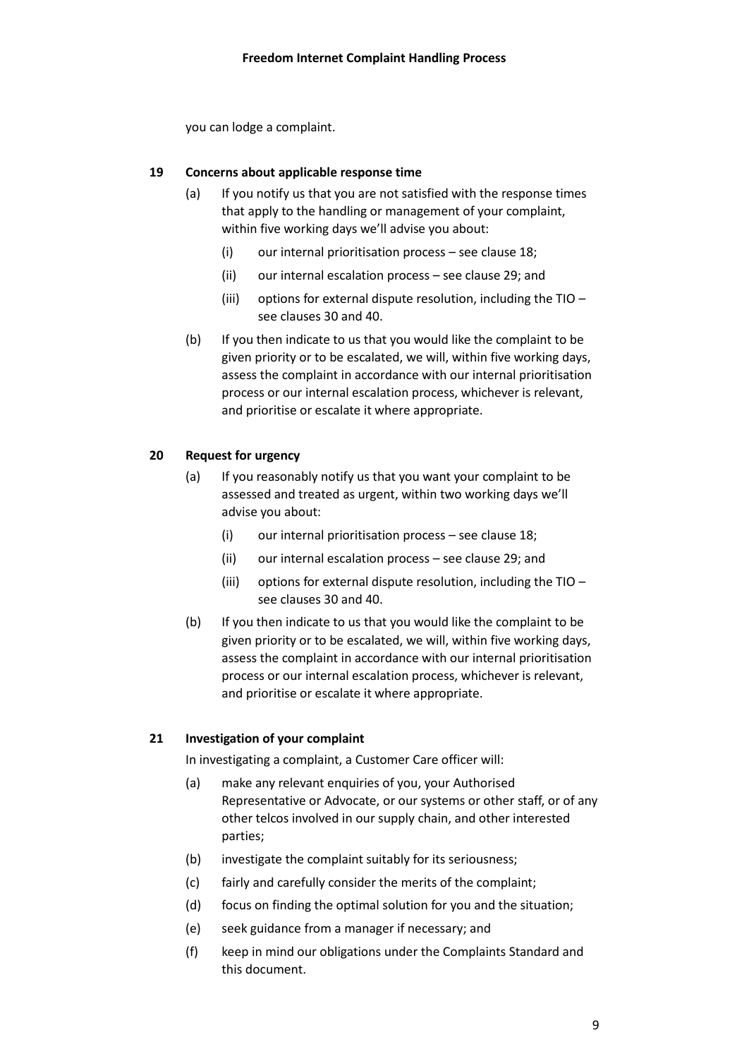you can lodge a complaint.

## 19 Concerns about applicable response time

(a) If you notify us that you are not satisfied with the response times that apply to the handling or management of your complaint, within five working days we'll advise you about:

   (i) our internal prioritisation process – see clause 18;

   (ii) our internal escalation process – see clause 29; and

   (iii) options for external dispute resolution, including the TIO – see clauses 30 and 40.

(b) If you then indicate to us that you would like the complaint to be given priority or to be escalated, we will, within five working days, assess the complaint in accordance with our internal prioritisation process or our internal escalation process, whichever is relevant, and prioritise or escalate it where appropriate.

## 20 Request for urgency

(a) If you reasonably notify us that you want your complaint to be assessed and treated as urgent, within two working days we'll advise you about:

   (i) our internal prioritisation process – see clause 18;

   (ii) our internal escalation process – see clause 29; and

   (iii) options for external dispute resolution, including the TIO – see clauses 30 and 40.

(b) If you then indicate to us that you would like the complaint to be given priority or to be escalated, we will, within five working days, assess the complaint in accordance with our internal prioritisation process or our internal escalation process, whichever is relevant, and prioritise or escalate it where appropriate.

## 21 Investigation of your complaint

In investigating a complaint, a Customer Care officer will:

(a) make any relevant enquiries of you, your Authorised Representative or Advocate, or our systems or other staff, or of any other telcos involved in our supply chain, and other interested parties;

(b) investigate the complaint suitably for its seriousness;

(c) fairly and carefully consider the merits of the complaint;

(d) focus on finding the optimal solution for you and the situation;

(e) seek guidance from a manager if necessary; and

(f) keep in mind our obligations under the Complaints Standard and this document.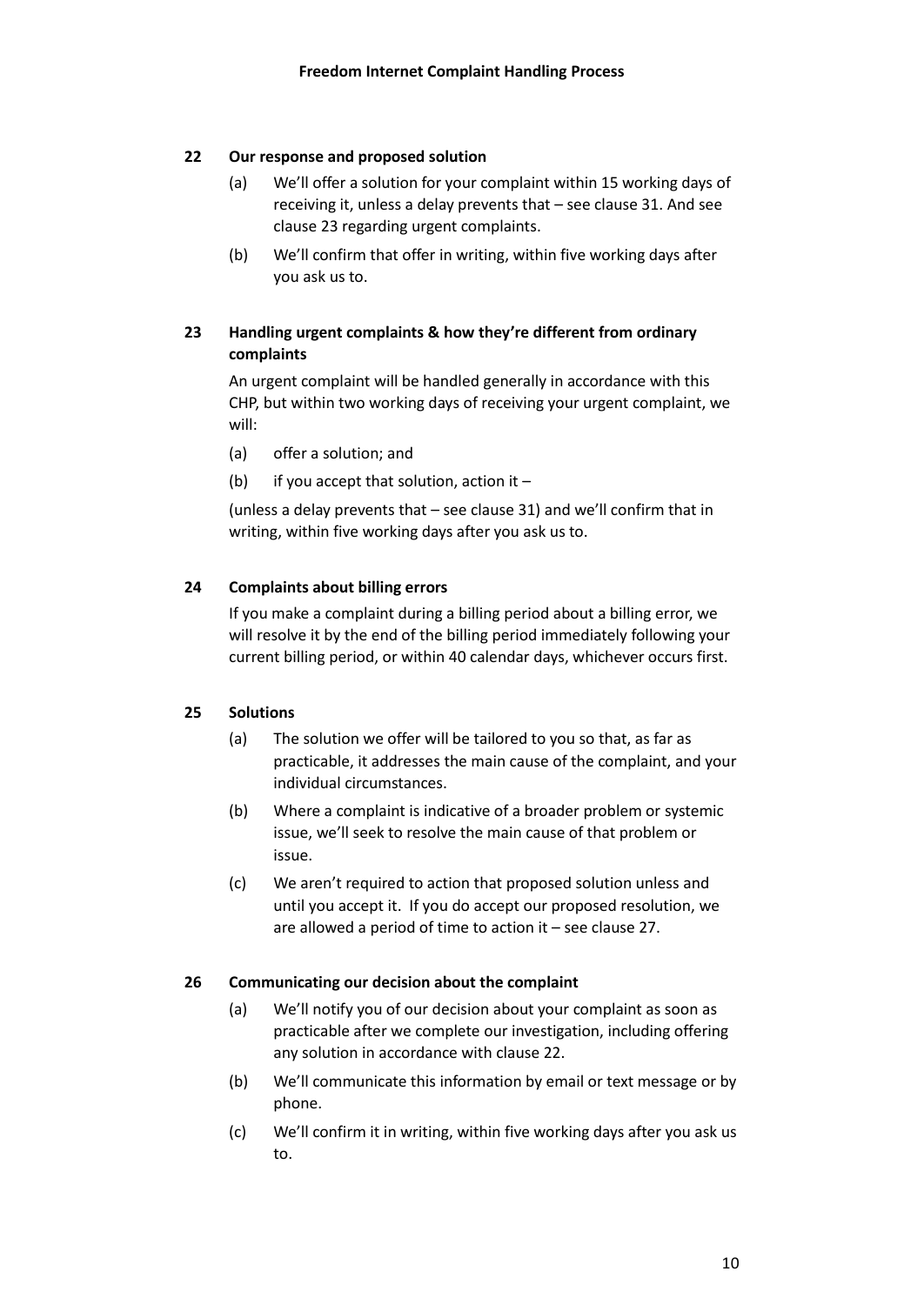## 22 Our response and proposed solution

(a) We'll offer a solution for your complaint within 15 working days of receiving it, unless a delay prevents that – see clause 31. And see clause 23 regarding urgent complaints.

(b) We'll confirm that offer in writing, within five working days after you ask us to.

## 23 Handling urgent complaints & how they're different from ordinary complaints

An urgent complaint will be handled generally in accordance with this CHP, but within two working days of receiving your urgent complaint, we will:

(a) offer a solution; and

(b) if you accept that solution, action it –

(unless a delay prevents that – see clause 31) and we'll confirm that in writing, within five working days after you ask us to.

## 24 Complaints about billing errors

If you make a complaint during a billing period about a billing error, we will resolve it by the end of the billing period immediately following your current billing period, or within 40 calendar days, whichever occurs first.

## 25 Solutions

(a) The solution we offer will be tailored to you so that, as far as practicable, it addresses the main cause of the complaint, and your individual circumstances.

(b) Where a complaint is indicative of a broader problem or systemic issue, we'll seek to resolve the main cause of that problem or issue.

(c) We aren't required to action that proposed solution unless and until you accept it. If you do accept our proposed resolution, we are allowed a period of time to action it – see clause 27.

## 26 Communicating our decision about the complaint

(a) We'll notify you of our decision about your complaint as soon as practicable after we complete our investigation, including offering any solution in accordance with clause 22.

(b) We'll communicate this information by email or text message or by phone.

(c) We'll confirm it in writing, within five working days after you ask us to.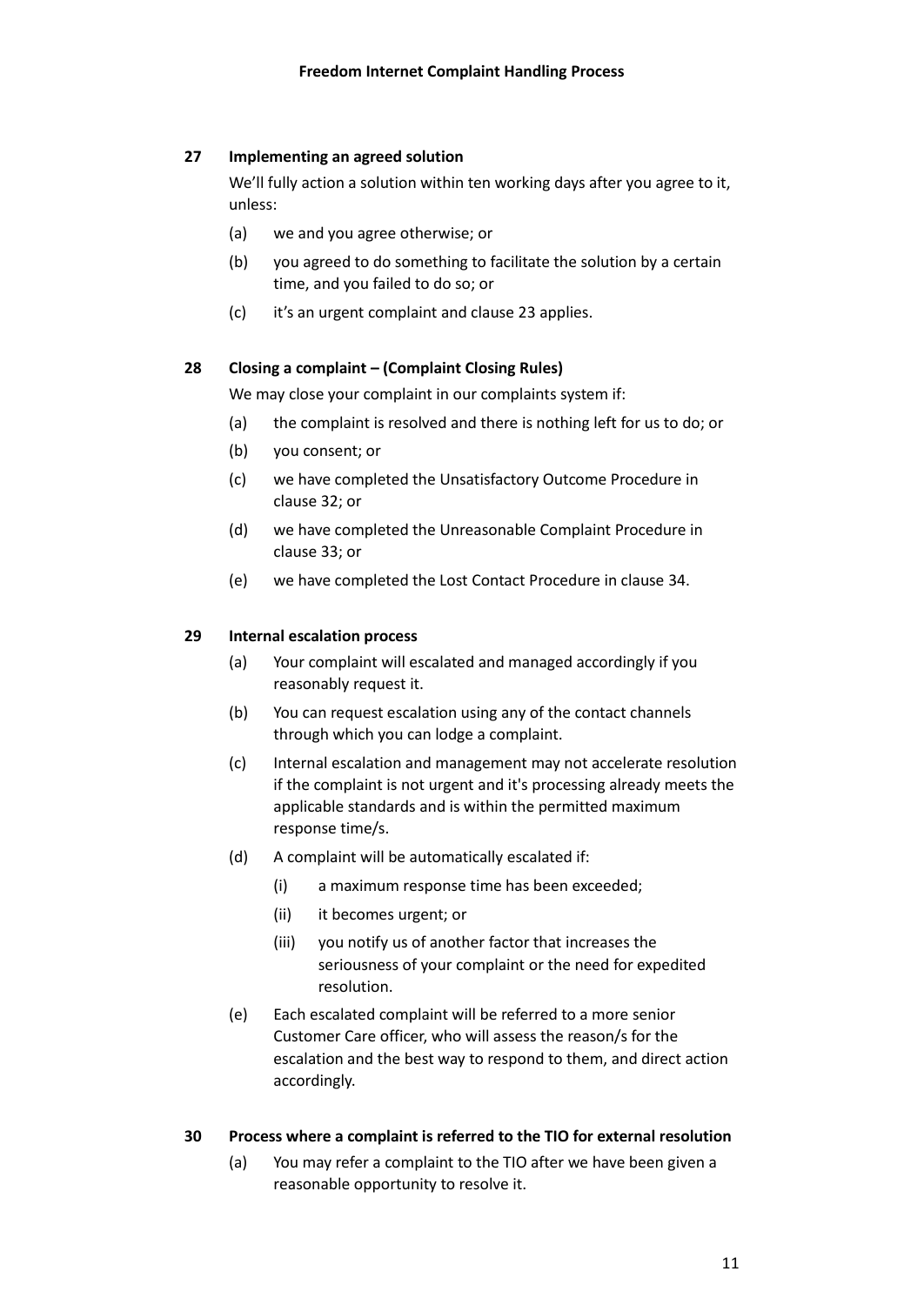## 27 Implementing an agreed solution

We'll fully action a solution within ten working days after you agree to it, unless:

(a) we and you agree otherwise; or

(b) you agreed to do something to facilitate the solution by a certain time, and you failed to do so; or

(c) it's an urgent complaint and clause 23 applies.

## 28 Closing a complaint – (Complaint Closing Rules)

We may close your complaint in our complaints system if:

(a) the complaint is resolved and there is nothing left for us to do; or

(b) you consent; or

(c) we have completed the Unsatisfactory Outcome Procedure in clause 32; or

(d) we have completed the Unreasonable Complaint Procedure in clause 33; or

(e) we have completed the Lost Contact Procedure in clause 34.

## 29 Internal escalation process

(a) Your complaint will escalated and managed accordingly if you reasonably request it.

(b) You can request escalation using any of the contact channels through which you can lodge a complaint.

(c) Internal escalation and management may not accelerate resolution if the complaint is not urgent and it's processing already meets the applicable standards and is within the permitted maximum response time/s.

(d) A complaint will be automatically escalated if:

   (i) a maximum response time has been exceeded;

   (ii) it becomes urgent; or

   (iii) you notify us of another factor that increases the seriousness of your complaint or the need for expedited resolution.

(e) Each escalated complaint will be referred to a more senior Customer Care officer, who will assess the reason/s for the escalation and the best way to respond to them, and direct action accordingly.

## 30 Process where a complaint is referred to the TIO for external resolution

(a) You may refer a complaint to the TIO after we have been given a reasonable opportunity to resolve it.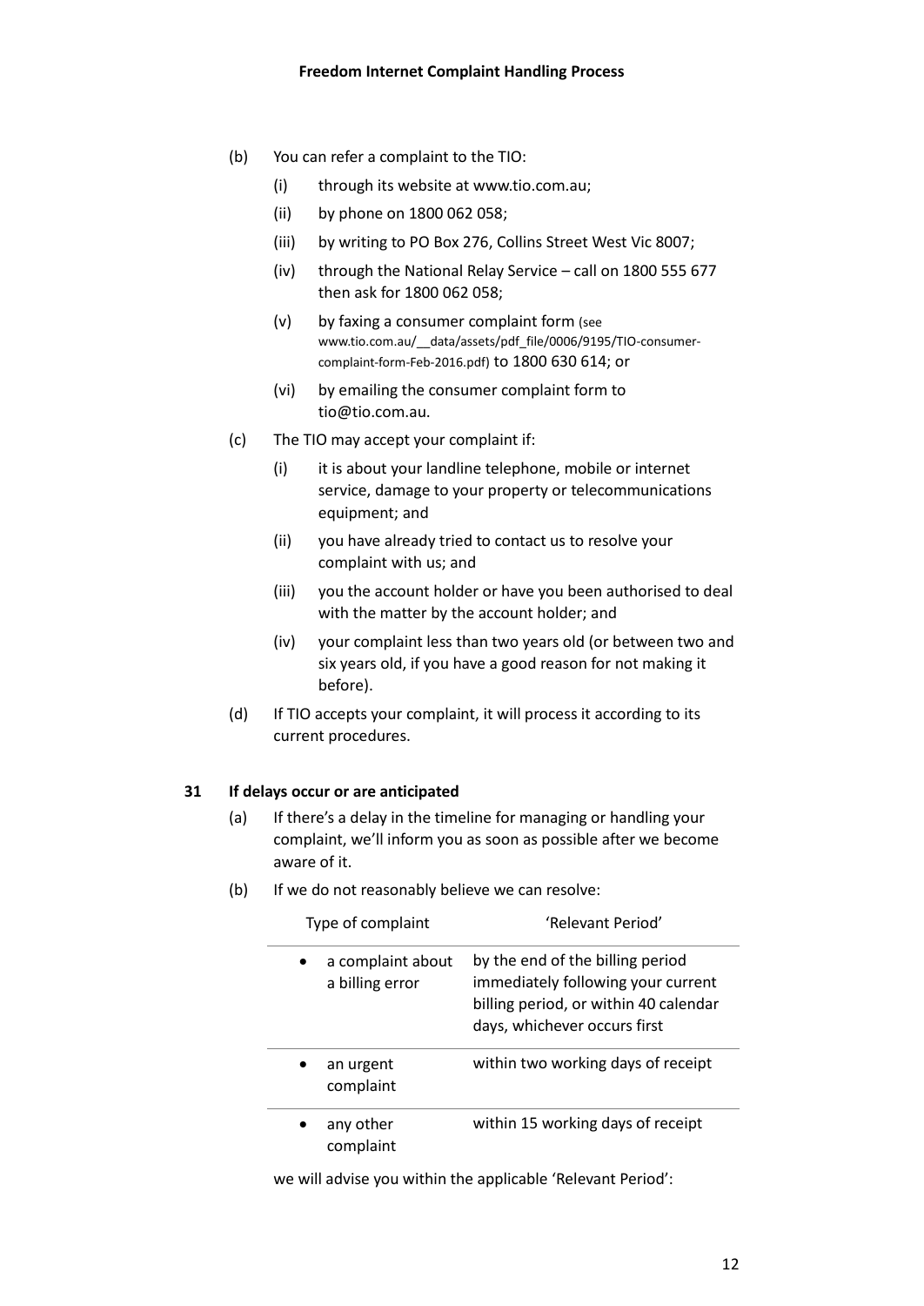(b) You can refer a complaint to the TIO:

   (i) through its website at www.tio.com.au;

   (ii) by phone on 1800 062 058;

   (iii) by writing to PO Box 276, Collins Street West Vic 8007;

   (iv) through the National Relay Service – call on 1800 555 677 then ask for 1800 062 058;

   (v) by faxing a consumer complaint form (see www.tio.com.au/__data/assets/pdf_file/0006/9195/TIO-consumer-complaint-form-Feb-2016.pdf) to 1800 630 614; or

   (vi) by emailing the consumer complaint form to tio@tio.com.au.

(c) The TIO may accept your complaint if:

   (i) it is about your landline telephone, mobile or internet service, damage to your property or telecommunications equipment; and

   (ii) you have already tried to contact us to resolve your complaint with us; and

   (iii) you the account holder or have you been authorised to deal with the matter by the account holder; and

   (iv) your complaint less than two years old (or between two and six years old, if you have a good reason for not making it before).

(d) If TIO accepts your complaint, it will process it according to its current procedures.

## 31 If delays occur or are anticipated

(a) If there's a delay in the timeline for managing or handling your complaint, we'll inform you as soon as possible after we become aware of it.

(b) If we do not reasonably believe we can resolve:

| Type of complaint | 'Relevant Period' |
|---|---|
| • a complaint about a billing error | by the end of the billing period immediately following your current billing period, or within 40 calendar days, whichever occurs first |
| • an urgent complaint | within two working days of receipt |
| • any other complaint | within 15 working days of receipt |

we will advise you within the applicable 'Relevant Period':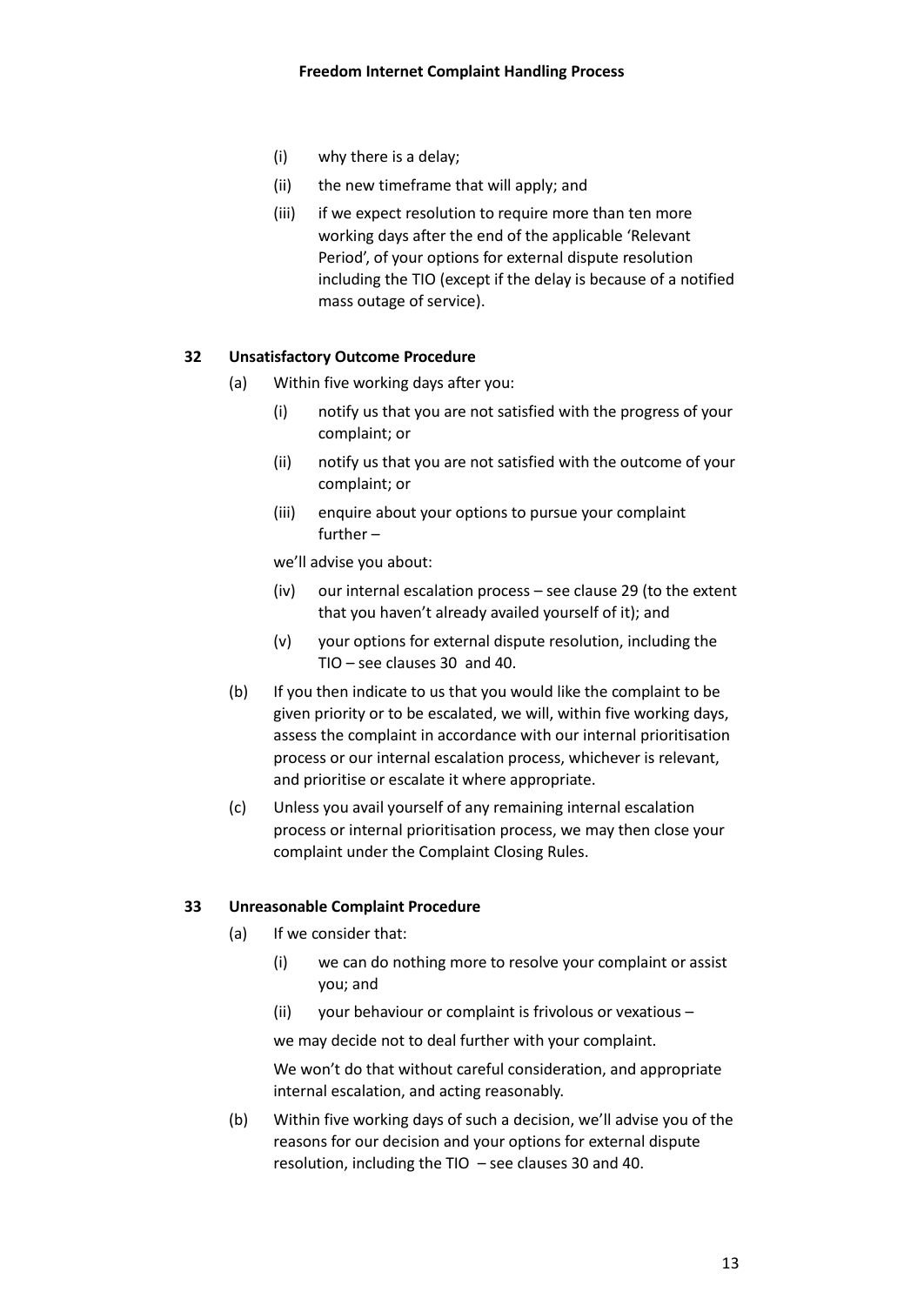(i) why there is a delay;

(ii) the new timeframe that will apply; and

(iii) if we expect resolution to require more than ten more working days after the end of the applicable 'Relevant Period', of your options for external dispute resolution including the TIO (except if the delay is because of a notified mass outage of service).

## 32 Unsatisfactory Outcome Procedure

(a) Within five working days after you:

(i) notify us that you are not satisfied with the progress of your complaint; or

(ii) notify us that you are not satisfied with the outcome of your complaint; or

(iii) enquire about your options to pursue your complaint further –

we'll advise you about:

(iv) our internal escalation process – see clause 29 (to the extent that you haven't already availed yourself of it); and

(v) your options for external dispute resolution, including the TIO – see clauses 30 and 40.

(b) If you then indicate to us that you would like the complaint to be given priority or to be escalated, we will, within five working days, assess the complaint in accordance with our internal prioritisation process or our internal escalation process, whichever is relevant, and prioritise or escalate it where appropriate.

(c) Unless you avail yourself of any remaining internal escalation process or internal prioritisation process, we may then close your complaint under the Complaint Closing Rules.

## 33 Unreasonable Complaint Procedure

(a) If we consider that:

(i) we can do nothing more to resolve your complaint or assist you; and

(ii) your behaviour or complaint is frivolous or vexatious –

we may decide not to deal further with your complaint.

We won't do that without careful consideration, and appropriate internal escalation, and acting reasonably.

(b) Within five working days of such a decision, we'll advise you of the reasons for our decision and your options for external dispute resolution, including the TIO – see clauses 30 and 40.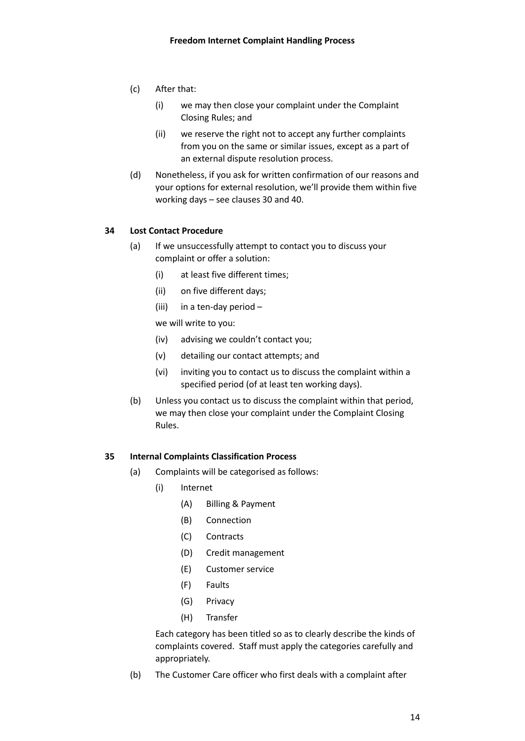(c) After that:

   (i) we may then close your complaint under the Complaint Closing Rules; and

   (ii) we reserve the right not to accept any further complaints from you on the same or similar issues, except as a part of an external dispute resolution process.

(d) Nonetheless, if you ask for written confirmation of our reasons and your options for external resolution, we'll provide them within five working days – see clauses 30 and 40.

**34 Lost Contact Procedure**

(a) If we unsuccessfully attempt to contact you to discuss your complaint or offer a solution:

   (i) at least five different times;

   (ii) on five different days;

   (iii) in a ten-day period –

   we will write to you:

   (iv) advising we couldn't contact you;

   (v) detailing our contact attempts; and

   (vi) inviting you to contact us to discuss the complaint within a specified period (of at least ten working days).

(b) Unless you contact us to discuss the complaint within that period, we may then close your complaint under the Complaint Closing Rules.

**35 Internal Complaints Classification Process**

(a) Complaints will be categorised as follows:

   (i) Internet

      (A) Billing & Payment

      (B) Connection

      (C) Contracts

      (D) Credit management

      (E) Customer service

      (F) Faults

      (G) Privacy

      (H) Transfer

   Each category has been titled so as to clearly describe the kinds of complaints covered. Staff must apply the categories carefully and appropriately.

(b) The Customer Care officer who first deals with a complaint after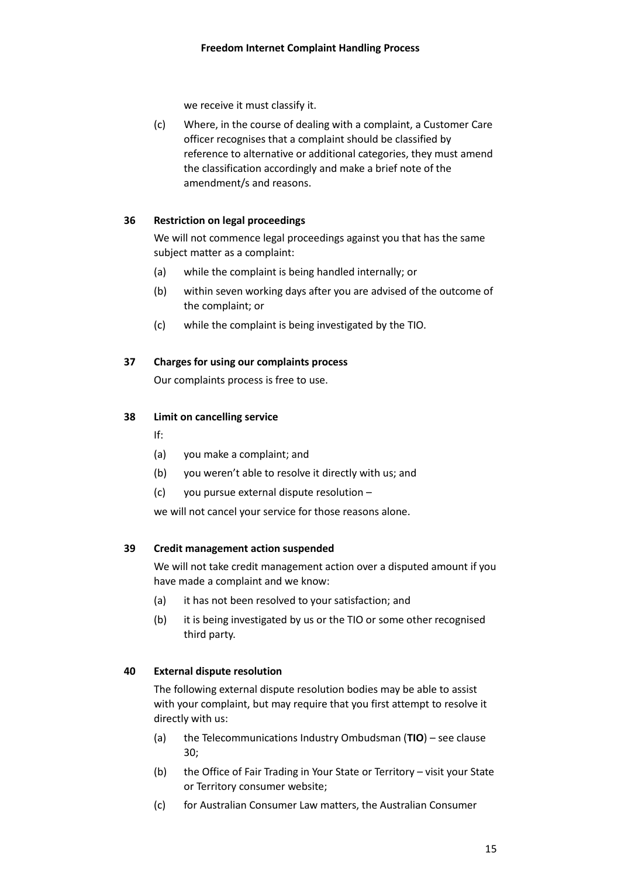we receive it must classify it.

(c) Where, in the course of dealing with a complaint, a Customer Care officer recognises that a complaint should be classified by reference to alternative or additional categories, they must amend the classification accordingly and make a brief note of the amendment/s and reasons.

## 36 Restriction on legal proceedings

We will not commence legal proceedings against you that has the same subject matter as a complaint:

(a) while the complaint is being handled internally; or

(b) within seven working days after you are advised of the outcome of the complaint; or

(c) while the complaint is being investigated by the TIO.

## 37 Charges for using our complaints process

Our complaints process is free to use.

## 38 Limit on cancelling service

If:

(a) you make a complaint; and

(b) you weren't able to resolve it directly with us; and

(c) you pursue external dispute resolution –

we will not cancel your service for those reasons alone.

## 39 Credit management action suspended

We will not take credit management action over a disputed amount if you have made a complaint and we know:

(a) it has not been resolved to your satisfaction; and

(b) it is being investigated by us or the TIO or some other recognised third party.

## 40 External dispute resolution

The following external dispute resolution bodies may be able to assist with your complaint, but may require that you first attempt to resolve it directly with us:

(a) the Telecommunications Industry Ombudsman (**TIO**) – see clause 30;

(b) the Office of Fair Trading in Your State or Territory – visit your State or Territory consumer website;

(c) for Australian Consumer Law matters, the Australian Consumer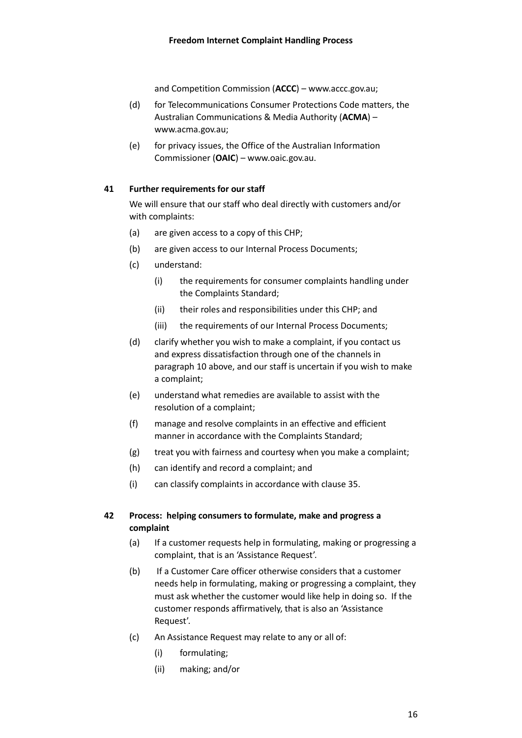and Competition Commission (**ACCC**) – www.accc.gov.au;

(d) for Telecommunications Consumer Protections Code matters, the Australian Communications & Media Authority (**ACMA**) – www.acma.gov.au;

(e) for privacy issues, the Office of the Australian Information Commissioner (**OAIC**) – www.oaic.gov.au.

## 41 Further requirements for our staff

We will ensure that our staff who deal directly with customers and/or with complaints:

(a) are given access to a copy of this CHP;

(b) are given access to our Internal Process Documents;

(c) understand:

  (i) the requirements for consumer complaints handling under the Complaints Standard;

  (ii) their roles and responsibilities under this CHP; and

  (iii) the requirements of our Internal Process Documents;

(d) clarify whether you wish to make a complaint, if you contact us and express dissatisfaction through one of the channels in paragraph 10 above, and our staff is uncertain if you wish to make a complaint;

(e) understand what remedies are available to assist with the resolution of a complaint;

(f) manage and resolve complaints in an effective and efficient manner in accordance with the Complaints Standard;

(g) treat you with fairness and courtesy when you make a complaint;

(h) can identify and record a complaint; and

(i) can classify complaints in accordance with clause 35.

## 42 Process: helping consumers to formulate, make and progress a complaint

(a) If a customer requests help in formulating, making or progressing a complaint, that is an 'Assistance Request'.

(b) If a Customer Care officer otherwise considers that a customer needs help in formulating, making or progressing a complaint, they must ask whether the customer would like help in doing so. If the customer responds affirmatively, that is also an 'Assistance Request'.

(c) An Assistance Request may relate to any or all of:

  (i) formulating;

  (ii) making; and/or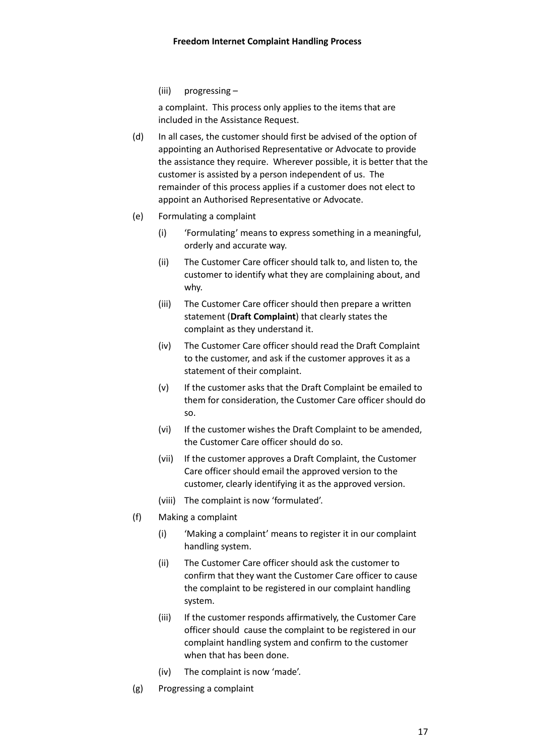(iii) progressing –

a complaint. This process only applies to the items that are included in the Assistance Request.

(d) In all cases, the customer should first be advised of the option of appointing an Authorised Representative or Advocate to provide the assistance they require. Wherever possible, it is better that the customer is assisted by a person independent of us. The remainder of this process applies if a customer does not elect to appoint an Authorised Representative or Advocate.

(e) Formulating a complaint

- (i) 'Formulating' means to express something in a meaningful, orderly and accurate way.
- (ii) The Customer Care officer should talk to, and listen to, the customer to identify what they are complaining about, and why.
- (iii) The Customer Care officer should then prepare a written statement (**Draft Complaint**) that clearly states the complaint as they understand it.
- (iv) The Customer Care officer should read the Draft Complaint to the customer, and ask if the customer approves it as a statement of their complaint.
- (v) If the customer asks that the Draft Complaint be emailed to them for consideration, the Customer Care officer should do so.
- (vi) If the customer wishes the Draft Complaint to be amended, the Customer Care officer should do so.
- (vii) If the customer approves a Draft Complaint, the Customer Care officer should email the approved version to the customer, clearly identifying it as the approved version.
- (viii) The complaint is now 'formulated'.

(f) Making a complaint

- (i) 'Making a complaint' means to register it in our complaint handling system.
- (ii) The Customer Care officer should ask the customer to confirm that they want the Customer Care officer to cause the complaint to be registered in our complaint handling system.
- (iii) If the customer responds affirmatively, the Customer Care officer should cause the complaint to be registered in our complaint handling system and confirm to the customer when that has been done.
- (iv) The complaint is now 'made'.

(g) Progressing a complaint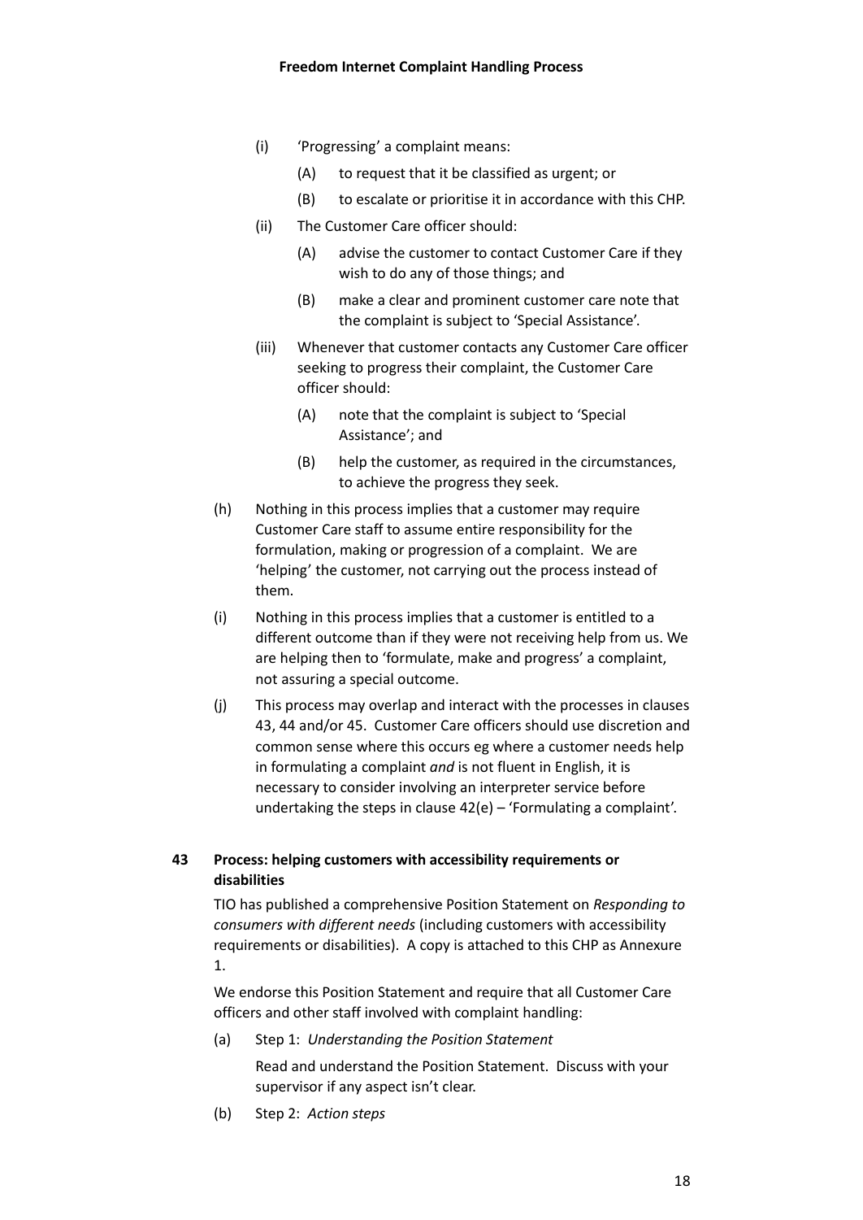(i) 'Progressing' a complaint means:

(A) to request that it be classified as urgent; or

(B) to escalate or prioritise it in accordance with this CHP.

(ii) The Customer Care officer should:

(A) advise the customer to contact Customer Care if they wish to do any of those things; and

(B) make a clear and prominent customer care note that the complaint is subject to 'Special Assistance'.

(iii) Whenever that customer contacts any Customer Care officer seeking to progress their complaint, the Customer Care officer should:

(A) note that the complaint is subject to 'Special Assistance'; and

(B) help the customer, as required in the circumstances, to achieve the progress they seek.

(h) Nothing in this process implies that a customer may require Customer Care staff to assume entire responsibility for the formulation, making or progression of a complaint. We are 'helping' the customer, not carrying out the process instead of them.

(i) Nothing in this process implies that a customer is entitled to a different outcome than if they were not receiving help from us. We are helping then to 'formulate, make and progress' a complaint, not assuring a special outcome.

(j) This process may overlap and interact with the processes in clauses 43, 44 and/or 45. Customer Care officers should use discretion and common sense where this occurs eg where a customer needs help in formulating a complaint *and* is not fluent in English, it is necessary to consider involving an interpreter service before undertaking the steps in clause 42(e) – 'Formulating a complaint'.

**43 Process: helping customers with accessibility requirements or disabilities**

TIO has published a comprehensive Position Statement on *Responding to consumers with different needs* (including customers with accessibility requirements or disabilities). A copy is attached to this CHP as Annexure 1.

We endorse this Position Statement and require that all Customer Care officers and other staff involved with complaint handling:

(a) Step 1: *Understanding the Position Statement*

Read and understand the Position Statement. Discuss with your supervisor if any aspect isn't clear.

(b) Step 2: *Action steps*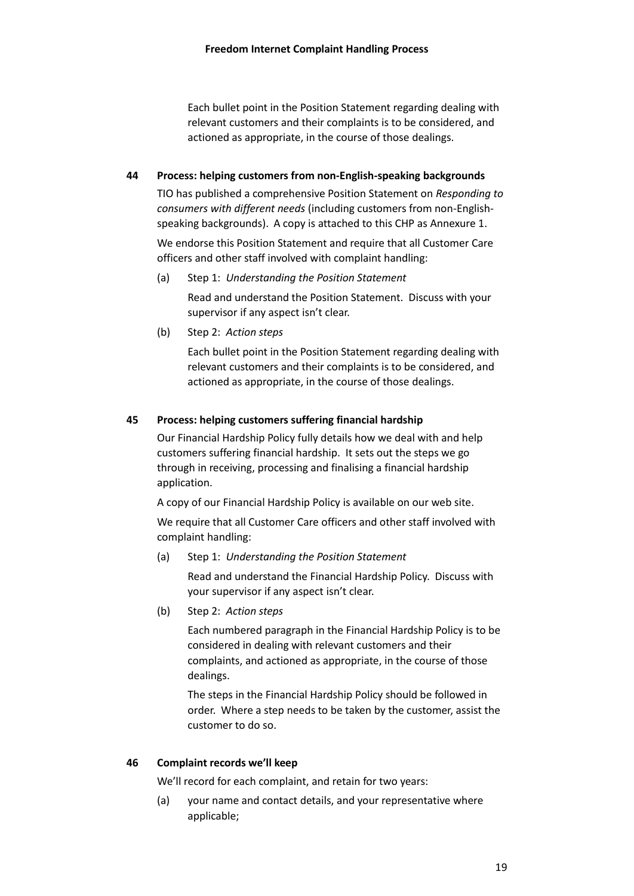Each bullet point in the Position Statement regarding dealing with relevant customers and their complaints is to be considered, and actioned as appropriate, in the course of those dealings.

## 44 Process: helping customers from non-English-speaking backgrounds

TIO has published a comprehensive Position Statement on *Responding to consumers with different needs* (including customers from non-English-speaking backgrounds). A copy is attached to this CHP as Annexure 1.

We endorse this Position Statement and require that all Customer Care officers and other staff involved with complaint handling:

(a) Step 1: *Understanding the Position Statement*

Read and understand the Position Statement. Discuss with your supervisor if any aspect isn't clear.

(b) Step 2: *Action steps*

Each bullet point in the Position Statement regarding dealing with relevant customers and their complaints is to be considered, and actioned as appropriate, in the course of those dealings.

## 45 Process: helping customers suffering financial hardship

Our Financial Hardship Policy fully details how we deal with and help customers suffering financial hardship. It sets out the steps we go through in receiving, processing and finalising a financial hardship application.

A copy of our Financial Hardship Policy is available on our web site.

We require that all Customer Care officers and other staff involved with complaint handling:

(a) Step 1: *Understanding the Position Statement*

Read and understand the Financial Hardship Policy. Discuss with your supervisor if any aspect isn't clear.

(b) Step 2: *Action steps*

Each numbered paragraph in the Financial Hardship Policy is to be considered in dealing with relevant customers and their complaints, and actioned as appropriate, in the course of those dealings.

The steps in the Financial Hardship Policy should be followed in order. Where a step needs to be taken by the customer, assist the customer to do so.

## 46 Complaint records we'll keep

We'll record for each complaint, and retain for two years:

(a) your name and contact details, and your representative where applicable;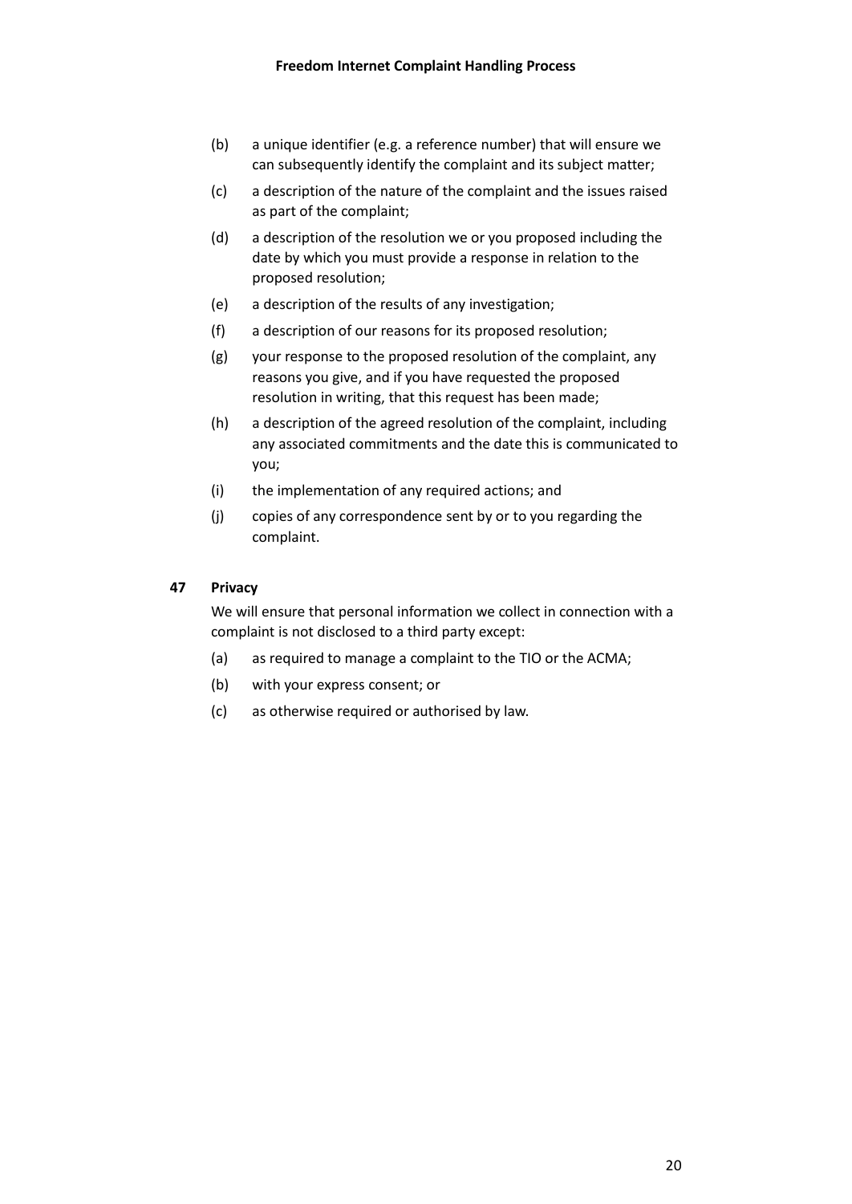(b) a unique identifier (e.g. a reference number) that will ensure we can subsequently identify the complaint and its subject matter;

(c) a description of the nature of the complaint and the issues raised as part of the complaint;

(d) a description of the resolution we or you proposed including the date by which you must provide a response in relation to the proposed resolution;

(e) a description of the results of any investigation;

(f) a description of our reasons for its proposed resolution;

(g) your response to the proposed resolution of the complaint, any reasons you give, and if you have requested the proposed resolution in writing, that this request has been made;

(h) a description of the agreed resolution of the complaint, including any associated commitments and the date this is communicated to you;

(i) the implementation of any required actions; and

(j) copies of any correspondence sent by or to you regarding the complaint.

## 47 Privacy

We will ensure that personal information we collect in connection with a complaint is not disclosed to a third party except:

(a) as required to manage a complaint to the TIO or the ACMA;

(b) with your express consent; or

(c) as otherwise required or authorised by law.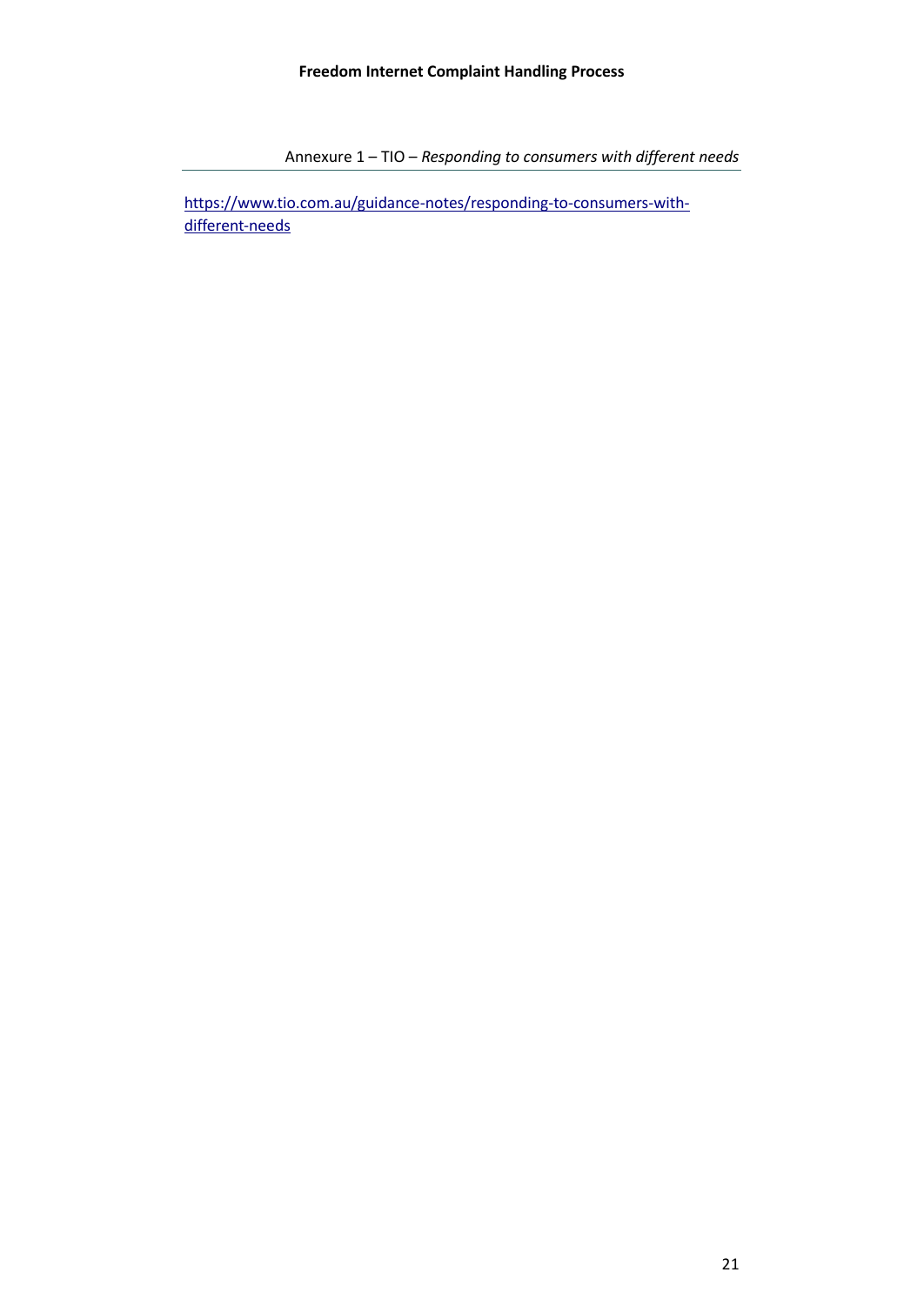Annexure 1 – TIO – *Responding to consumers with different needs*

https://www.tio.com.au/guidance-notes/responding-to-consumers-with-different-needs